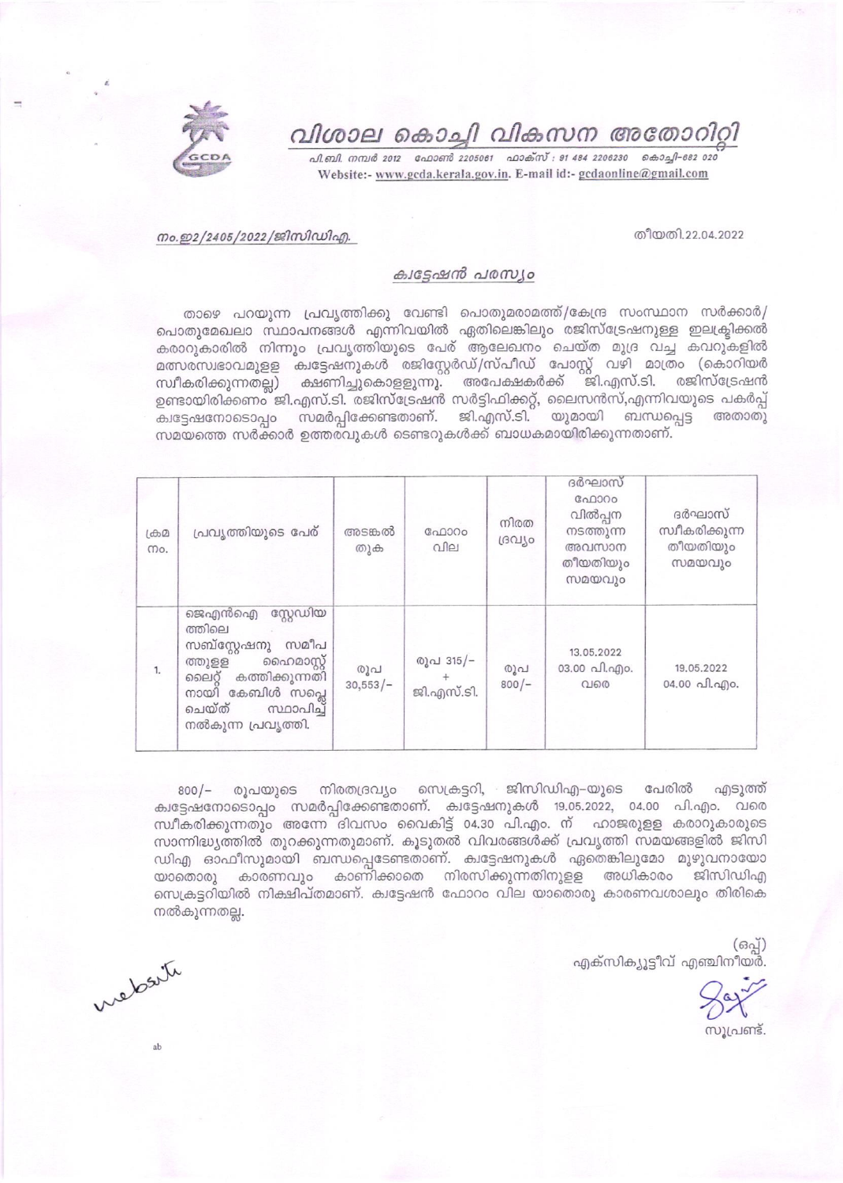# വിശാല കൊച്ചി വികസന അതോറിറ്റി

പി.ബി. നമ്പർ 2012 ഫോൺ 2205061 ഫാക്സ് : 91 484 2206230 കൊച്ചി-682 020
Website:- www.gcda.kerala.gov.in. E-mail id:- gcdaonline@gmail.com

നം.ഇ2/2405/2022/ജിസിഡിഎ.

തീയതി.22.04.2022

## ക്വട്ടേഷൻ പരസ്യം

താഴെ പറയുന്ന പ്രവൃത്തിക്കു വേണ്ടി പൊതുമരാമത്ത്/കേന്ദ്ര സംസ്ഥാന സർക്കാർ/ പൊതുമേഖലാ സ്ഥാപനങ്ങൾ എന്നിവയിൽ ഏതിലെങ്കിലും രജിസ്ട്രേഷനുള്ള ഇലക്ട്രിക്കൽ കരാറുകാരിൽ നിന്നും പ്രവൃത്തിയുടെ പേര് ആലേഖനം ചെയ്ത മുദ്ര വച്ച കവറുകളിൽ മത്സരസ്വഭാവമുള്ള ക്വട്ടേഷനുകൾ രജിസ്റ്റേർഡ്/സ്പീഡ് പോസ്റ്റ് വഴി മാത്രം (കൊറിയർ സ്വീകരിക്കുന്നതല്ല) ക്ഷണിച്ചുകൊള്ളുന്നു. അപേക്ഷകർക്ക് ജി.എസ്.ടി. രജിസ്ട്രേഷൻ ഉണ്ടായിരിക്കണം ജി.എസ്.ടി. രജിസ്ട്രേഷൻ സർട്ടിഫിക്കറ്റ്, ലൈസൻസ്,എന്നിവയുടെ പകർപ്പ് ക്വട്ടേഷനോടൊപ്പം സമർപ്പിക്കേണ്ടതാണ്. ജി.എസ്.ടി. യുമായി ബന്ധപ്പെട്ട അതാതു സമയത്തെ സർക്കാർ ഉത്തരവുകൾ ടെണ്ടറുകൾക്ക് ബാധകമായിരിക്കുന്നതാണ്.

| ക്രമ നം. | പ്രവൃത്തിയുടെ പേര് | അടങ്കൽ തുക | ഫോറം വില | നിരത ദ്രവ്യം | ദർഘാസ് ഫോറം വിൽപ്പന നടത്തുന്ന അവസാന തീയതിയും സമയവും | ദർഘാസ് സ്വീകരിക്കുന്ന തീയതിയും സമയവും |
|---|---|---|---|---|---|---|
| 1. | ജെഎൻഐ സ്റ്റേഡിയത്തിലെ സബ്സ്റ്റേഷനു സമീപത്തുള്ള ഹൈമാസ്റ്റ് ലൈറ്റ് കത്തിക്കുന്നതിനായി കേബിൾ സപ്ലൈ ചെയ്ത് സ്ഥാപിച്ച് നൽകുന്ന പ്രവൃത്തി. | രൂപ 30,553/- | രൂപ 315/- + ജി.എസ്.ടി. | രൂപ 800/- | 13.05.2022 03.00 പി.എം. വരെ | 19.05.2022 04.00 പി.എം. |

800/- രൂപയുടെ നിരതദ്രവ്യം സെക്രട്ടറി, ജിസിഡിഎ-യുടെ പേരിൽ എടുത്ത് ക്വട്ടേഷനോടൊപ്പം സമർപ്പിക്കേണ്ടതാണ്. ക്വട്ടേഷനുകൾ 19.05.2022, 04.00 പി.എം. വരെ സ്വീകരിക്കുന്നതും അന്നേ ദിവസം വൈകിട്ട് 04.30 പി.എം. ന് ഹാജരുള്ള കരാറുകാരുടെ സാന്നിദ്ധ്യത്തിൽ തുറക്കുന്നതുമാണ്. കൂടുതൽ വിവരങ്ങൾക്ക് പ്രവൃത്തി സമയങ്ങളിൽ ജിസിഡിഎ ഓഫീസുമായി ബന്ധപ്പെടേണ്ടതാണ്. ക്വട്ടേഷനുകൾ ഏതെങ്കിലുമോ മുഴുവനായോ യാതൊരു കാരണവും കാണിക്കാതെ നിരസിക്കുന്നതിനുള്ള അധികാരം ജിസിഡിഎ സെക്രട്ടറിയിൽ നിക്ഷിപ്തമാണ്. ക്വട്ടേഷൻ ഫോറം വില യാതൊരു കാരണവശാലും തിരികെ നൽകുന്നതല്ല.

(ഒപ്പ്)
എക്സിക്യൂട്ടീവ് എഞ്ചിനീയർ.

സൂപ്രണ്ട്.

website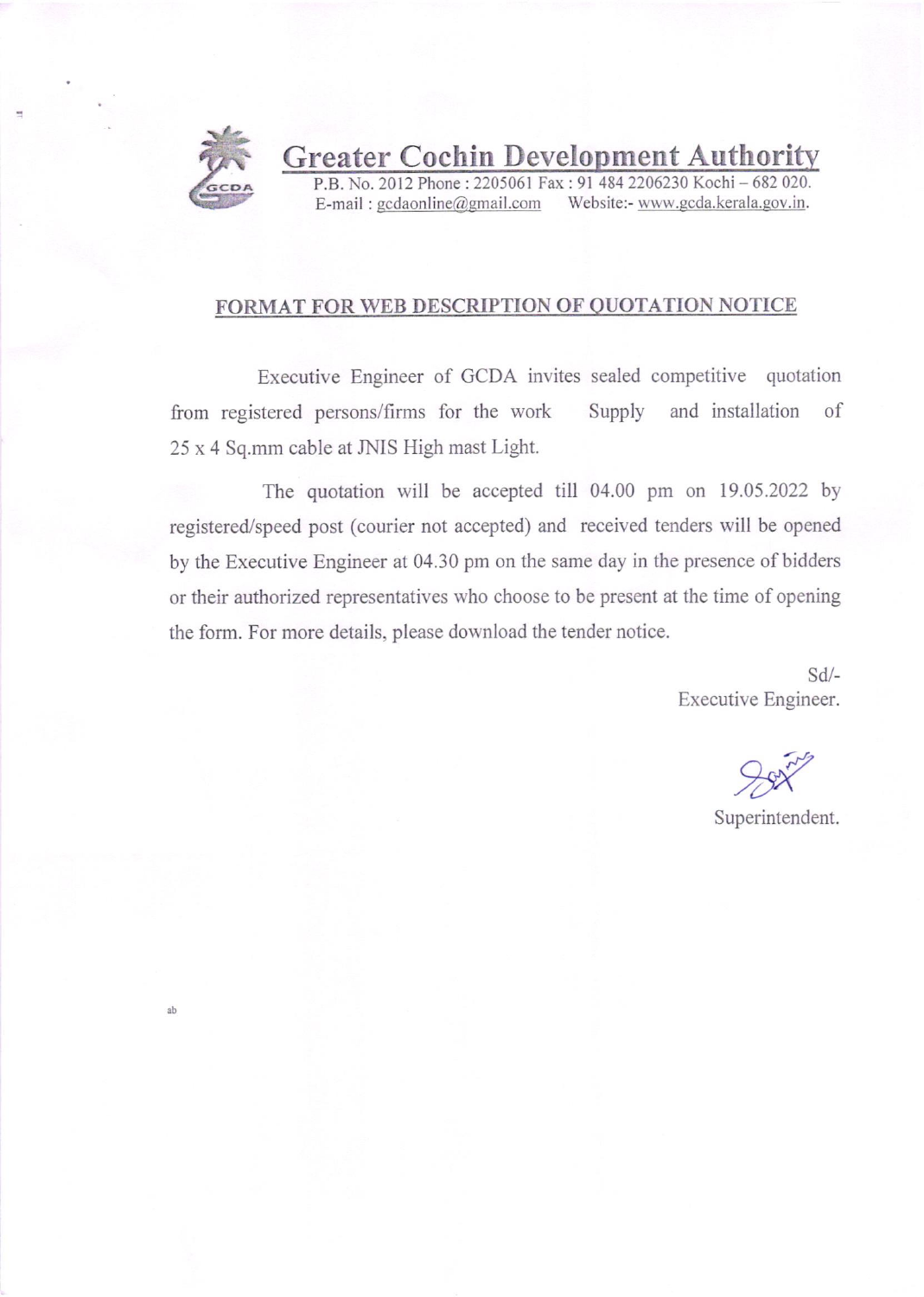# Greater Cochin Development Authority

P.B. No. 2012 Phone : 2205061 Fax : 91 484 2206230 Kochi – 682 020.
E-mail : gcdaonline@gmail.com Website:- www.gcda.kerala.gov.in.

## FORMAT FOR WEB DESCRIPTION OF QUOTATION NOTICE

Executive Engineer of GCDA invites sealed competitive quotation from registered persons/firms for the work Supply and installation of 25 x 4 Sq.mm cable at JNIS High mast Light.

The quotation will be accepted till 04.00 pm on 19.05.2022 by registered/speed post (courier not accepted) and received tenders will be opened by the Executive Engineer at 04.30 pm on the same day in the presence of bidders or their authorized representatives who choose to be present at the time of opening the form. For more details, please download the tender notice.

Sd/-
Executive Engineer.

Superintendent.

ab